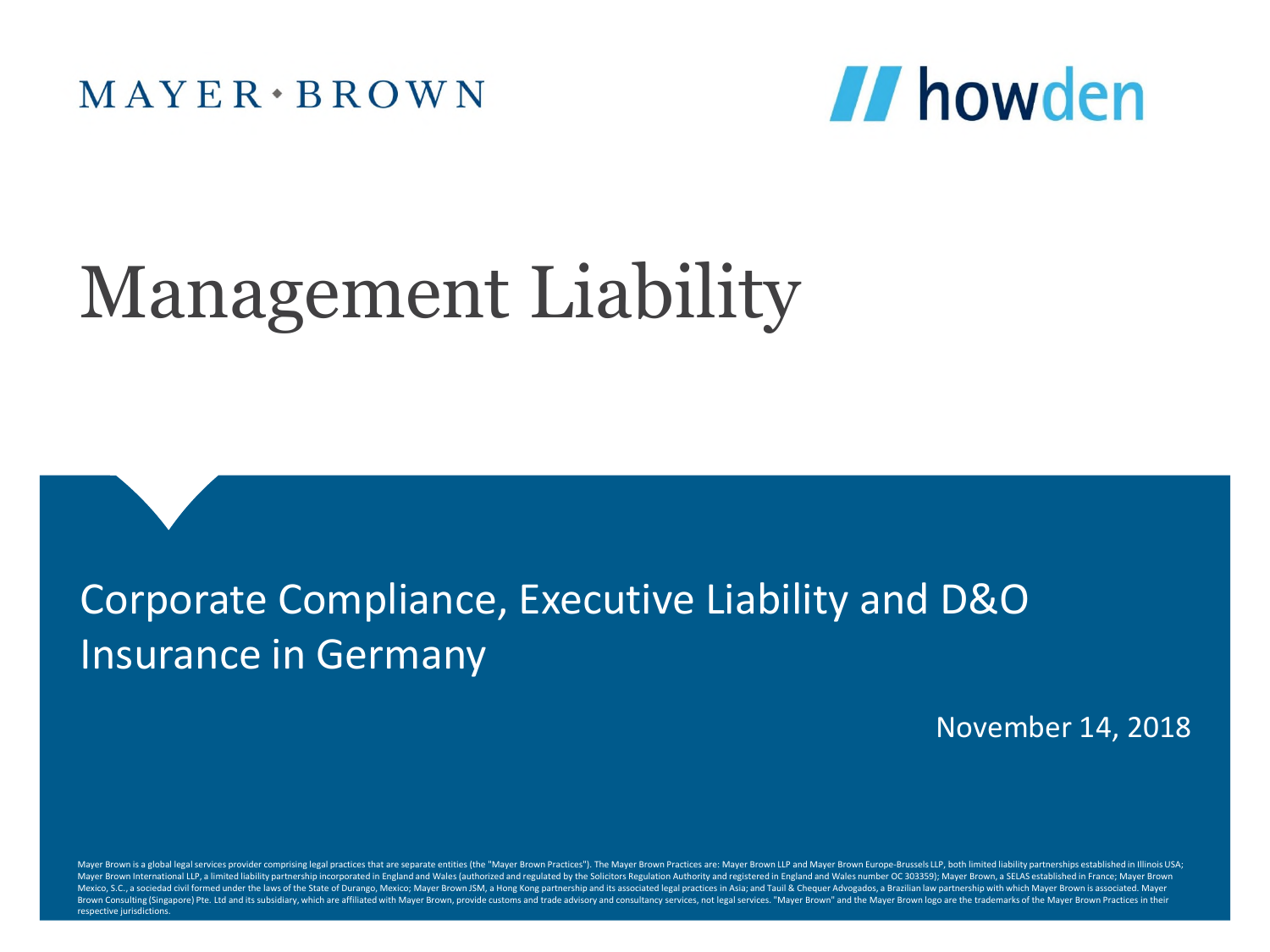MAYER • BROWN

howden

# Management Liability

## Corporate Compliance, Executive Liability and D&O Insurance in Germany

November 14, 2018

Mayer Brown is a global legal services provider comprising legal practices that are separate entities (the "Mayer Brown Practices"). The Mayer Brown Practices are: Mayer Brown LLP and Mayer Brown Europe-Brussels LLP, both limited liability partnerships established in Illinois USA; Mayer Brown International LLP, a limited liability partnership incorporated in England and Wales (authorized and regulated by the Solicitors Regulation Authority and registered in England and Wales number OC 303359); Mayer Brown, a SELAS established in France; Mayer Brown Mexico, S.C., a sociedad civil formed under the laws of the State of Durango, Mexico; Mayer Brown JSM, a Hong Kong partnership and its associated legal practices in Asia; and Tauil & Chequer Advogados, a Brazilian law partnership with which Mayer Brown is associated. Mayer Brown Consulting (Singapore) Pte. Ltd and its subsidiary, which are affiliated with Mayer Brown, provide customs and trade advisory and consultancy services, not legal services. "Mayer Brown" and the Mayer Brown logo are the trademarks of the Mayer Brown Practices in their respective jurisdictions.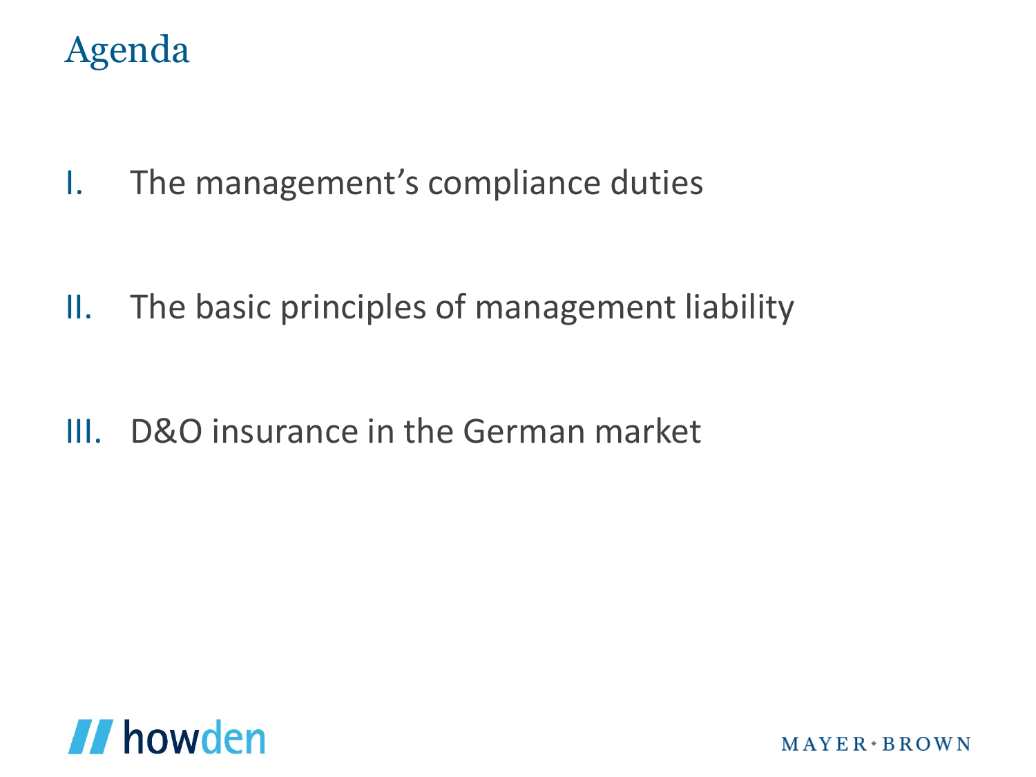# Agenda

I. The management's compliance duties

II. The basic principles of management liability

III. D&O insurance in the German market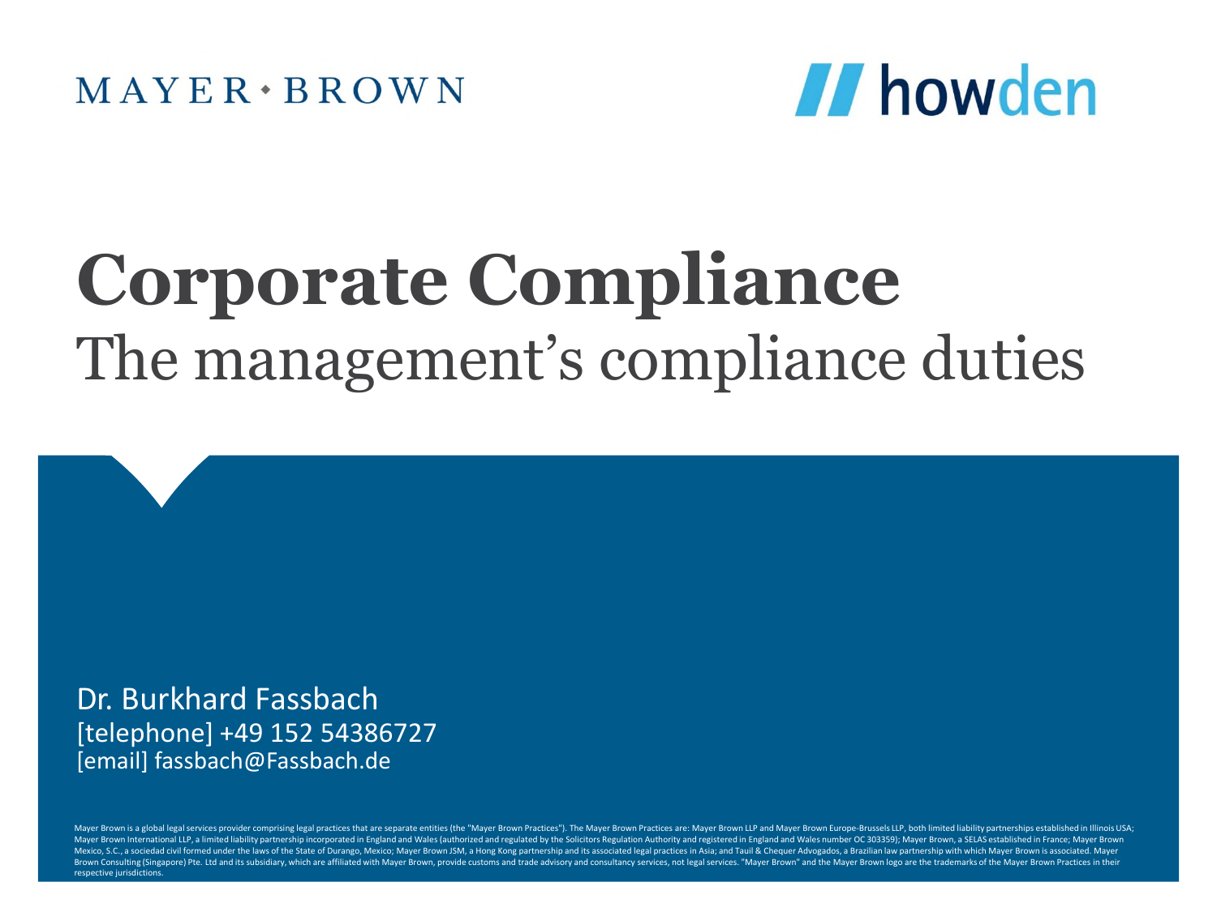MAYER • BROWN

howden

# Corporate Compliance

## The management's compliance duties

Dr. Burkhard Fassbach
[telephone] +49 152 54386727
[email] fassbach@Fassbach.de

Mayer Brown is a global legal services provider comprising legal practices that are separate entities (the "Mayer Brown Practices"). The Mayer Brown Practices are: Mayer Brown LLP and Mayer Brown Europe-Brussels LLP, both limited liability partnerships established in Illinois USA; Mayer Brown International LLP, a limited liability partnership incorporated in England and Wales (authorized and regulated by the Solicitors Regulation Authority and registered in England and Wales number OC 303359); Mayer Brown, a SELAS established in France; Mayer Brown Mexico, S.C., a sociedad civil formed under the laws of the State of Durango, Mexico; Mayer Brown JSM, a Hong Kong partnership and its associated legal practices in Asia; and Tauil & Chequer Advogados, a Brazilian law partnership with which Mayer Brown is associated. Mayer Brown Consulting (Singapore) Pte. Ltd and its subsidiary, which are affiliated with Mayer Brown, provide customs and trade advisory and consultancy services, not legal services. "Mayer Brown" and the Mayer Brown logo are the trademarks of the Mayer Brown Practices in their respective jurisdictions.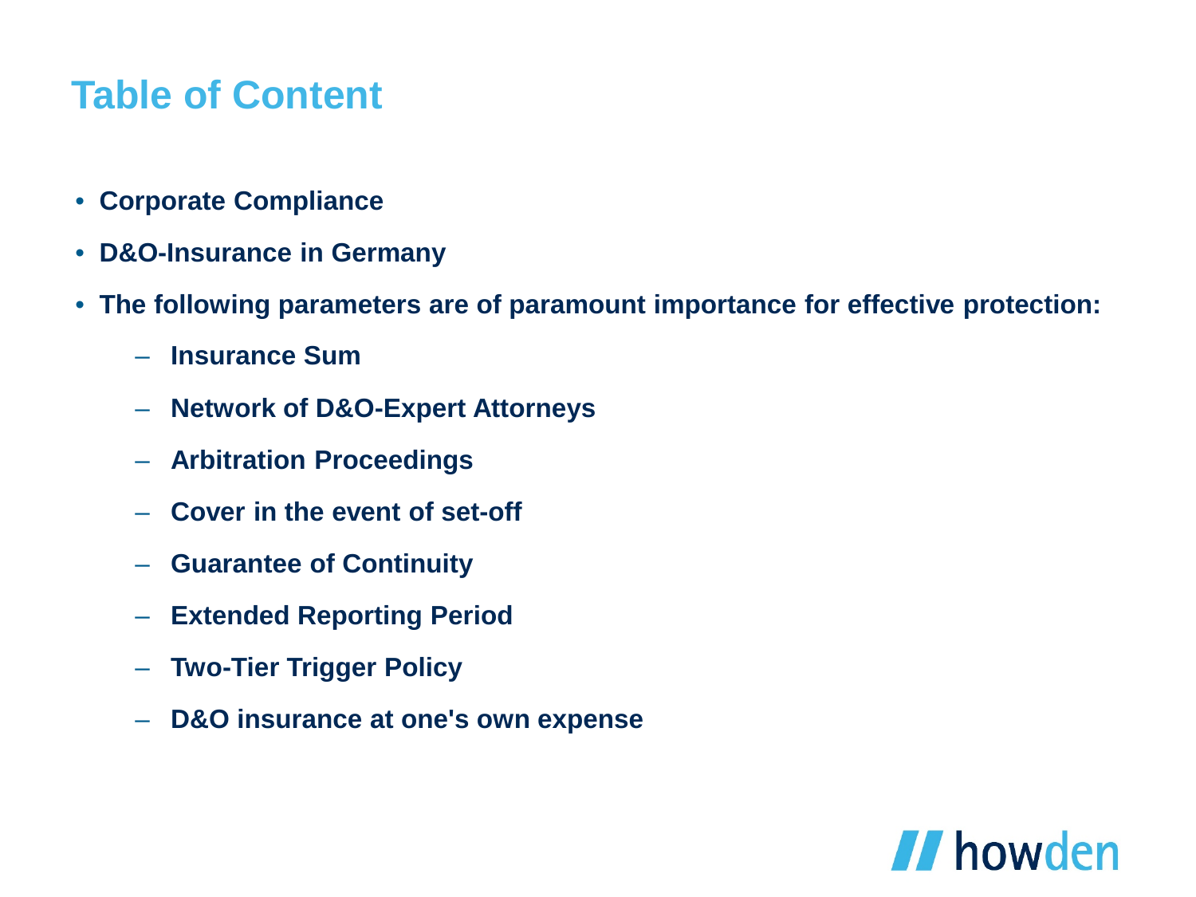# Table of Content

- **Corporate Compliance**
- **D&O-Insurance in Germany**
- **The following parameters are of paramount importance for effective protection:**
  - **Insurance Sum**
  - **Network of D&O-Expert Attorneys**
  - **Arbitration Proceedings**
  - **Cover in the event of set-off**
  - **Guarantee of Continuity**
  - **Extended Reporting Period**
  - **Two-Tier Trigger Policy**
  - **D&O insurance at one's own expense**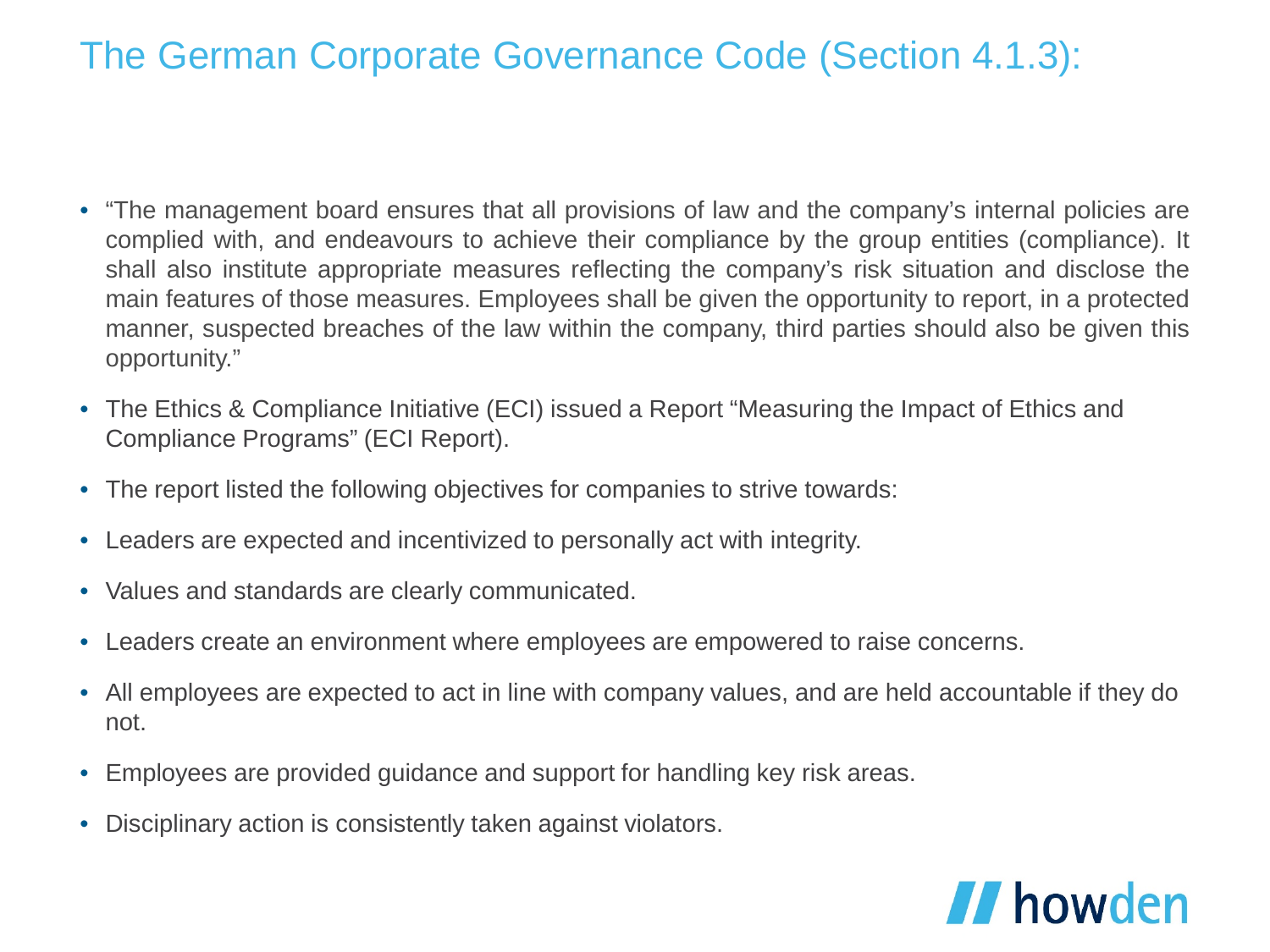# The German Corporate Governance Code (Section 4.1.3):

- "The management board ensures that all provisions of law and the company's internal policies are complied with, and endeavours to achieve their compliance by the group entities (compliance). It shall also institute appropriate measures reflecting the company's risk situation and disclose the main features of those measures. Employees shall be given the opportunity to report, in a protected manner, suspected breaches of the law within the company, third parties should also be given this opportunity."
- The Ethics & Compliance Initiative (ECI) issued a Report "Measuring the Impact of Ethics and Compliance Programs" (ECI Report).
- The report listed the following objectives for companies to strive towards:
- Leaders are expected and incentivized to personally act with integrity.
- Values and standards are clearly communicated.
- Leaders create an environment where employees are empowered to raise concerns.
- All employees are expected to act in line with company values, and are held accountable if they do not.
- Employees are provided guidance and support for handling key risk areas.
- Disciplinary action is consistently taken against violators.

howden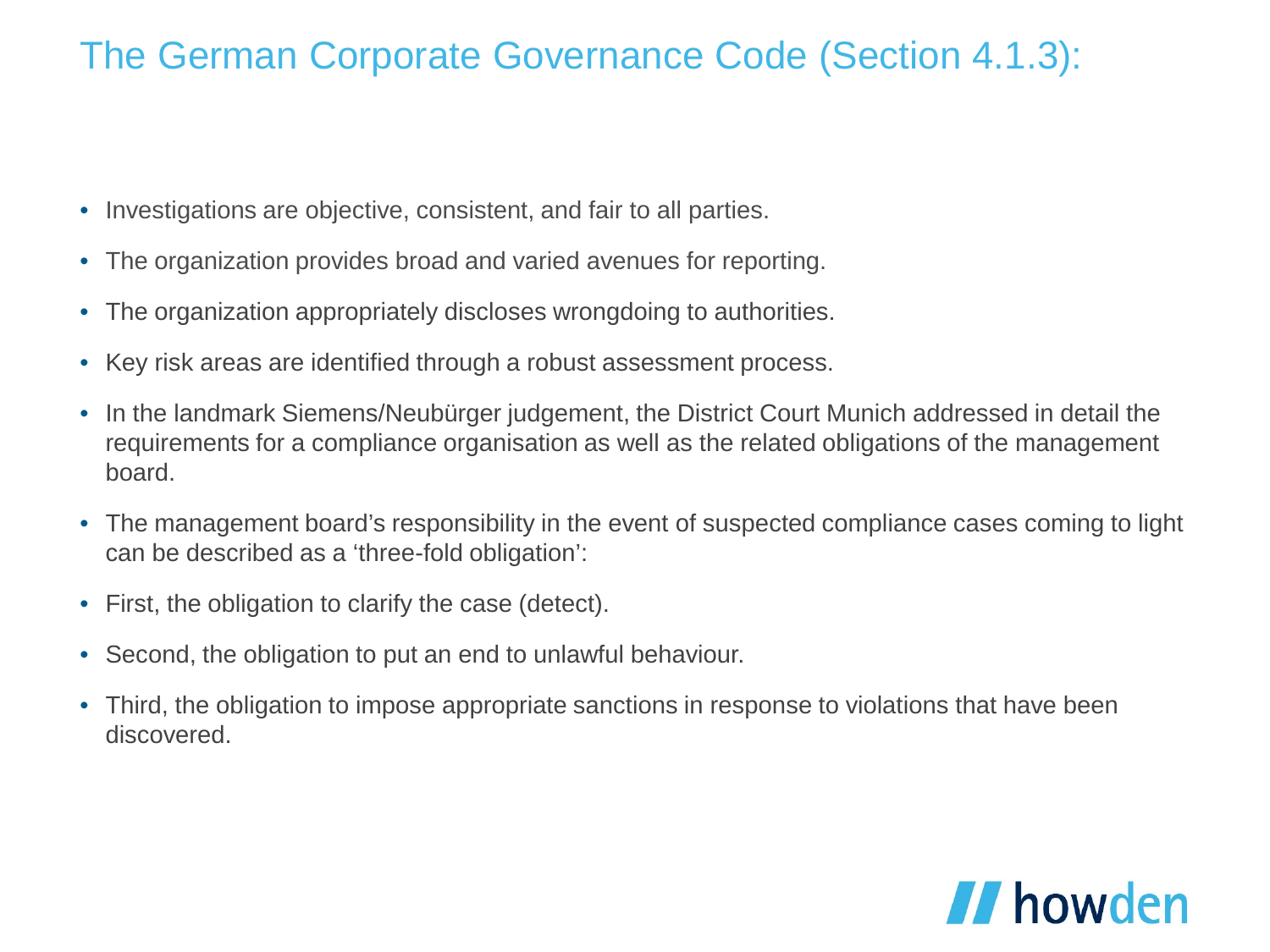# The German Corporate Governance Code (Section 4.1.3):

- Investigations are objective, consistent, and fair to all parties.
- The organization provides broad and varied avenues for reporting.
- The organization appropriately discloses wrongdoing to authorities.
- Key risk areas are identified through a robust assessment process.
- In the landmark Siemens/Neubürger judgement, the District Court Munich addressed in detail the requirements for a compliance organisation as well as the related obligations of the management board.
- The management board's responsibility in the event of suspected compliance cases coming to light can be described as a 'three-fold obligation':
- First, the obligation to clarify the case (detect).
- Second, the obligation to put an end to unlawful behaviour.
- Third, the obligation to impose appropriate sanctions in response to violations that have been discovered.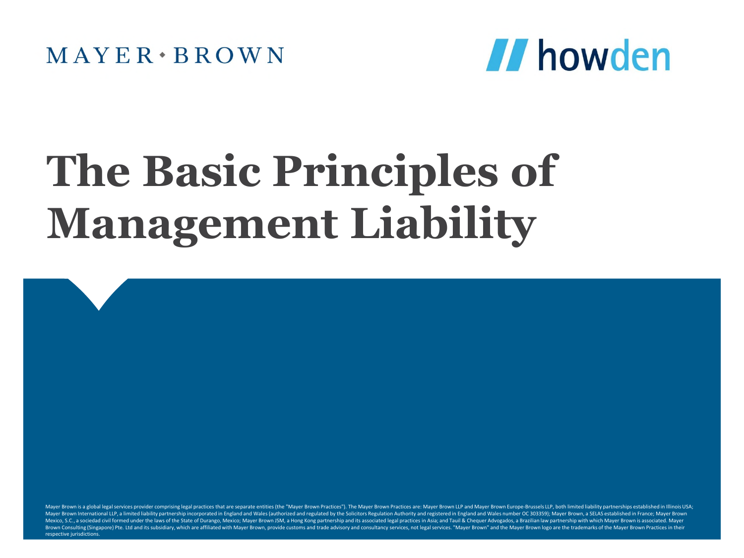MAYER • BROWN

howden

# The Basic Principles of Management Liability

Mayer Brown is a global legal services provider comprising legal practices that are separate entities (the "Mayer Brown Practices"). The Mayer Brown Practices are: Mayer Brown LLP and Mayer Brown Europe-Brussels LLP, both limited liability partnerships established in Illinois USA; Mayer Brown International LLP, a limited liability partnership incorporated in England and Wales (authorized and regulated by the Solicitors Regulation Authority and registered in England and Wales number OC 303359); Mayer Brown, a SELAS established in France; Mayer Brown Mexico, S.C., a sociedad civil formed under the laws of the State of Durango, Mexico; Mayer Brown JSM, a Hong Kong partnership and its associated legal practices in Asia; and Tauil & Chequer Advogados, a Brazilian law partnership with which Mayer Brown is associated. Mayer Brown Consulting (Singapore) Pte. Ltd and its subsidiary, which are affiliated with Mayer Brown, provide customs and trade advisory and consultancy services, not legal services. "Mayer Brown" and the Mayer Brown logo are the trademarks of the Mayer Brown Practices in their respective jurisdictions.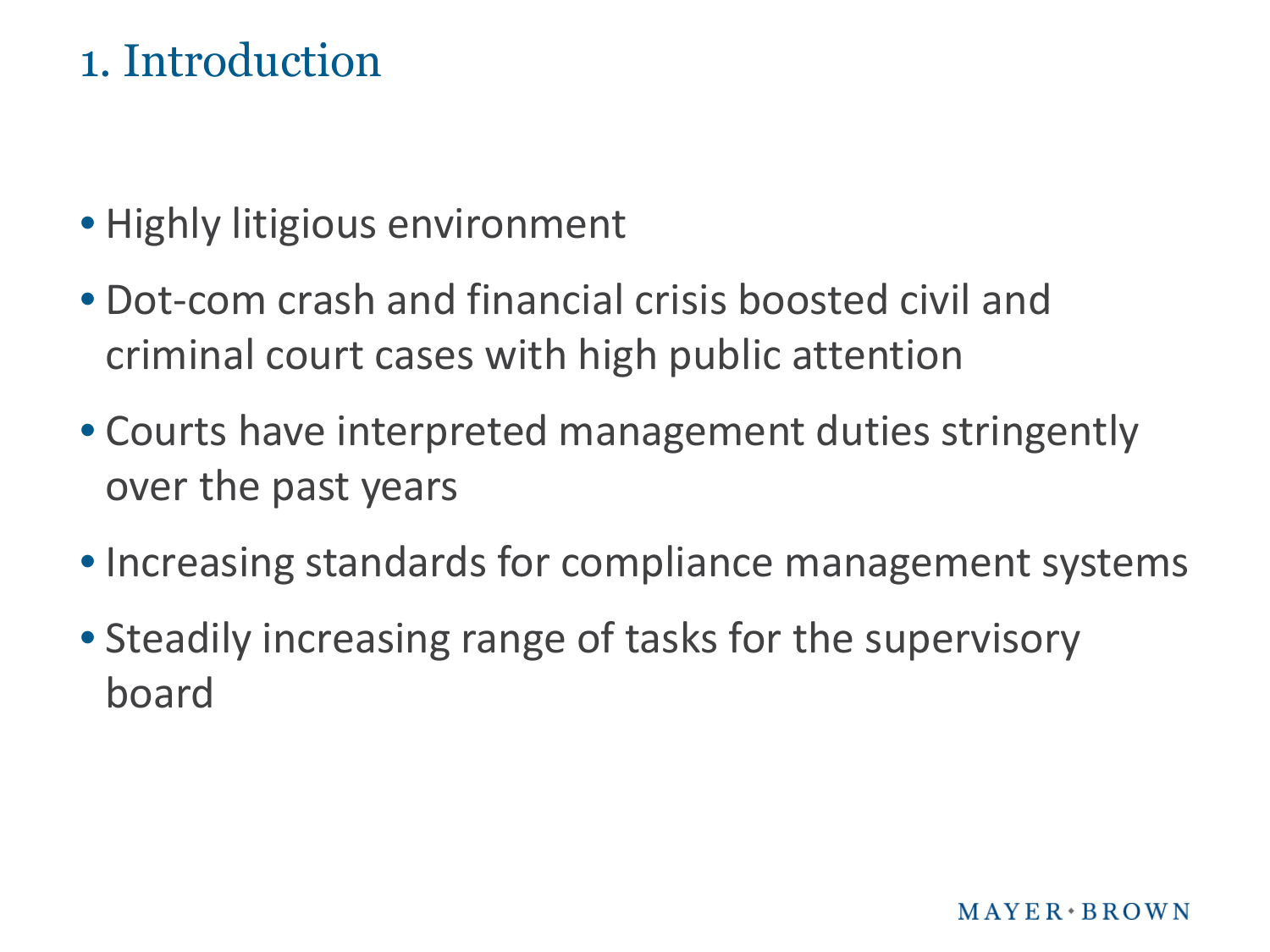# 1. Introduction

- Highly litigious environment
- Dot-com crash and financial crisis boosted civil and criminal court cases with high public attention
- Courts have interpreted management duties stringently over the past years
- Increasing standards for compliance management systems
- Steadily increasing range of tasks for the supervisory board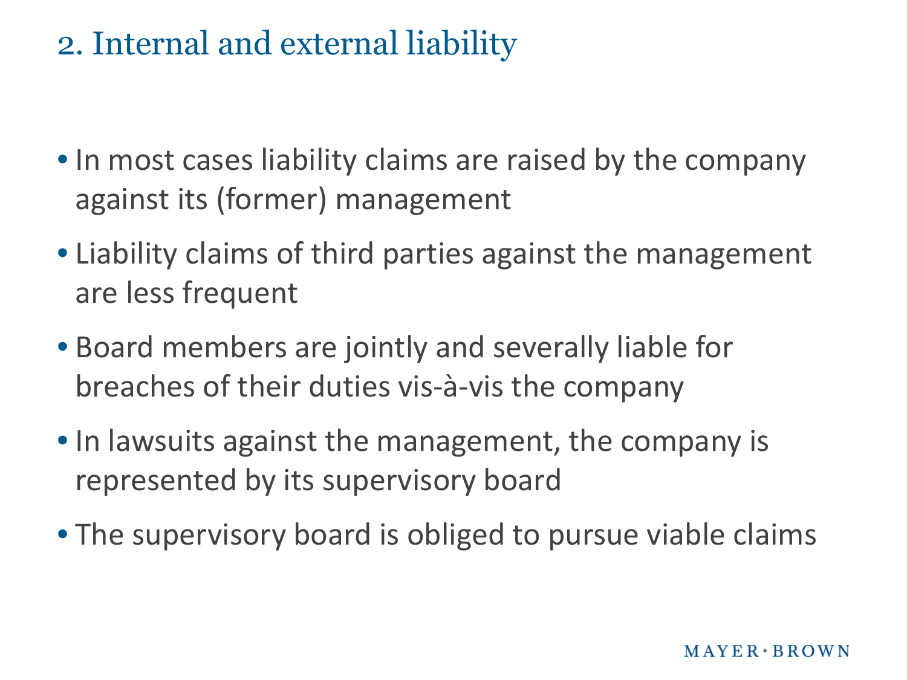# 2. Internal and external liability

- In most cases liability claims are raised by the company against its (former) management
- Liability claims of third parties against the management are less frequent
- Board members are jointly and severally liable for breaches of their duties vis-à-vis the company
- In lawsuits against the management, the company is represented by its supervisory board
- The supervisory board is obliged to pursue viable claims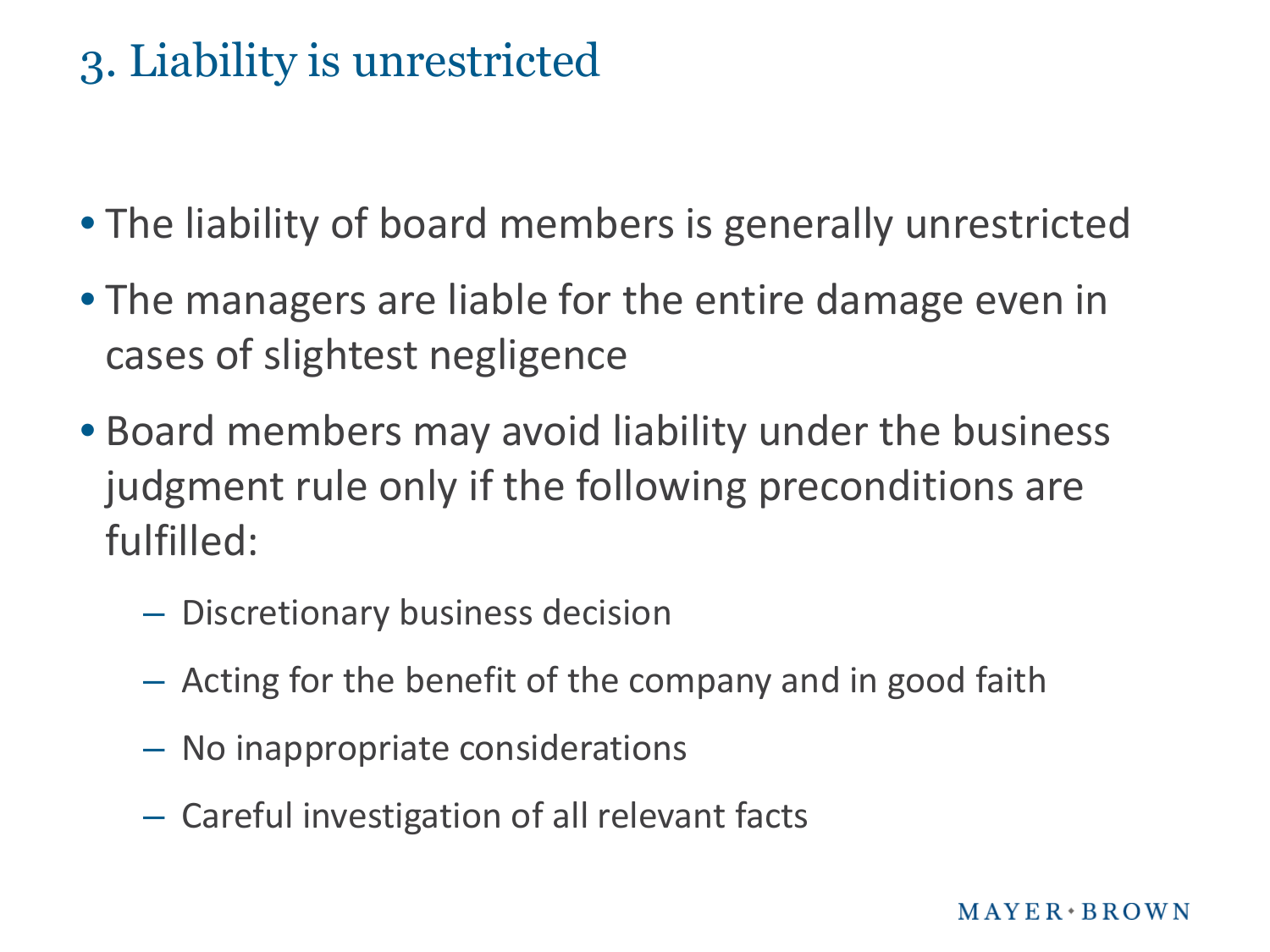## 3. Liability is unrestricted

- The liability of board members is generally unrestricted
- The managers are liable for the entire damage even in cases of slightest negligence
- Board members may avoid liability under the business judgment rule only if the following preconditions are fulfilled:
  - Discretionary business decision
  - Acting for the benefit of the company and in good faith
  - No inappropriate considerations
  - Careful investigation of all relevant facts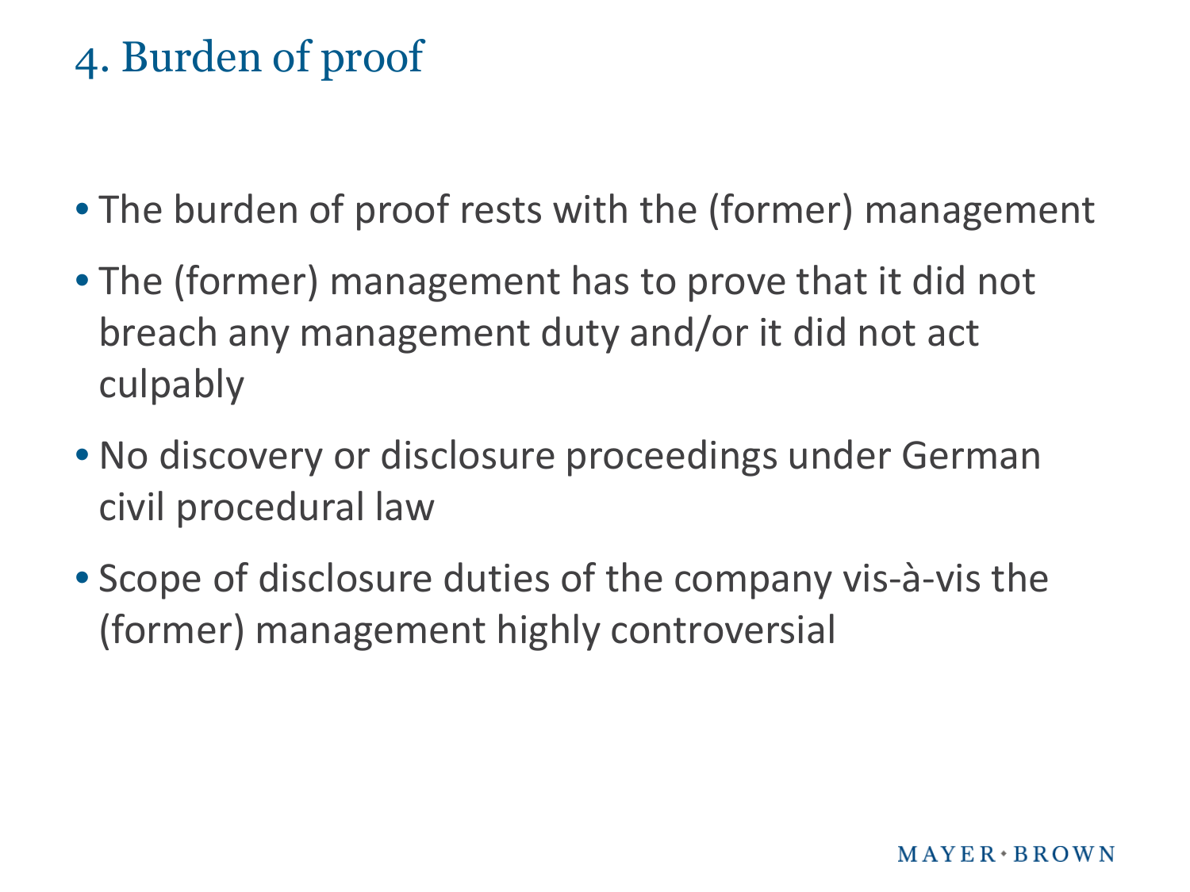# 4. Burden of proof

- The burden of proof rests with the (former) management
- The (former) management has to prove that it did not breach any management duty and/or it did not act culpably
- No discovery or disclosure proceedings under German civil procedural law
- Scope of disclosure duties of the company vis-à-vis the (former) management highly controversial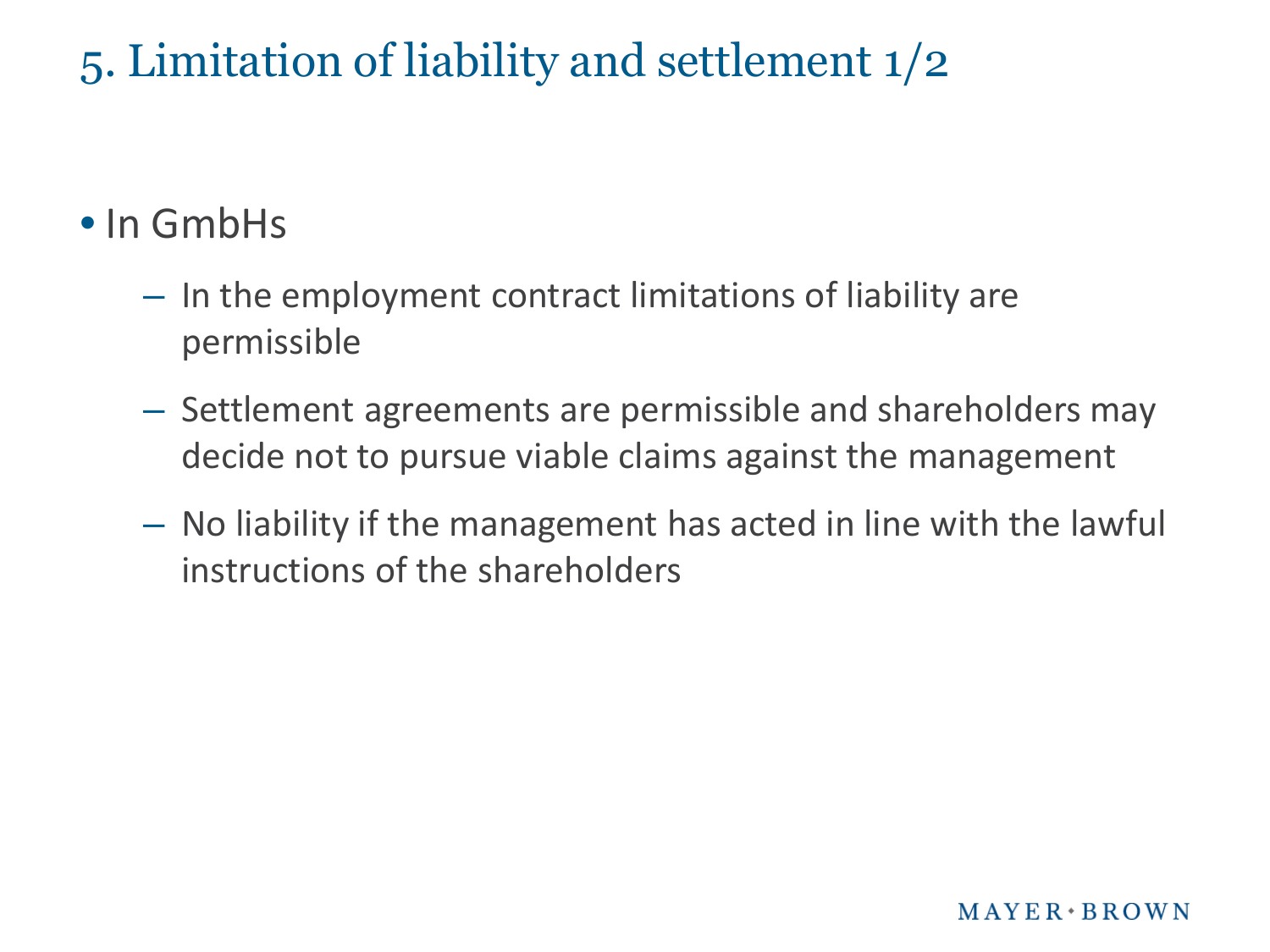# 5. Limitation of liability and settlement 1/2

- In GmbHs
  - In the employment contract limitations of liability are permissible
  - Settlement agreements are permissible and shareholders may decide not to pursue viable claims against the management
  - No liability if the management has acted in line with the lawful instructions of the shareholders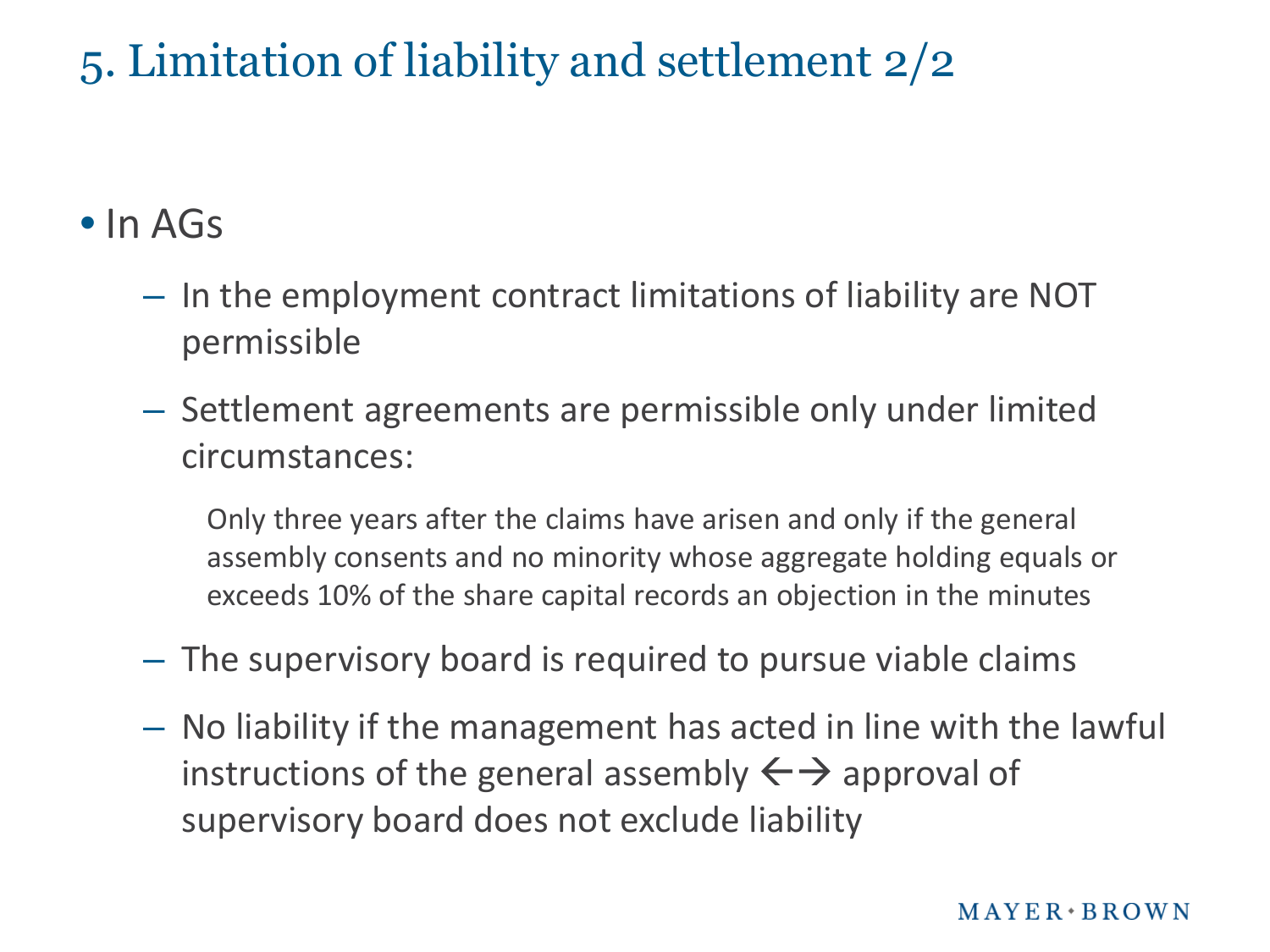# 5. Limitation of liability and settlement 2/2

- In AGs
  - In the employment contract limitations of liability are NOT permissible
  - Settlement agreements are permissible only under limited circumstances:

    Only three years after the claims have arisen and only if the general assembly consents and no minority whose aggregate holding equals or exceeds 10% of the share capital records an objection in the minutes

  - The supervisory board is required to pursue viable claims
  - No liability if the management has acted in line with the lawful instructions of the general assembly ←→ approval of supervisory board does not exclude liability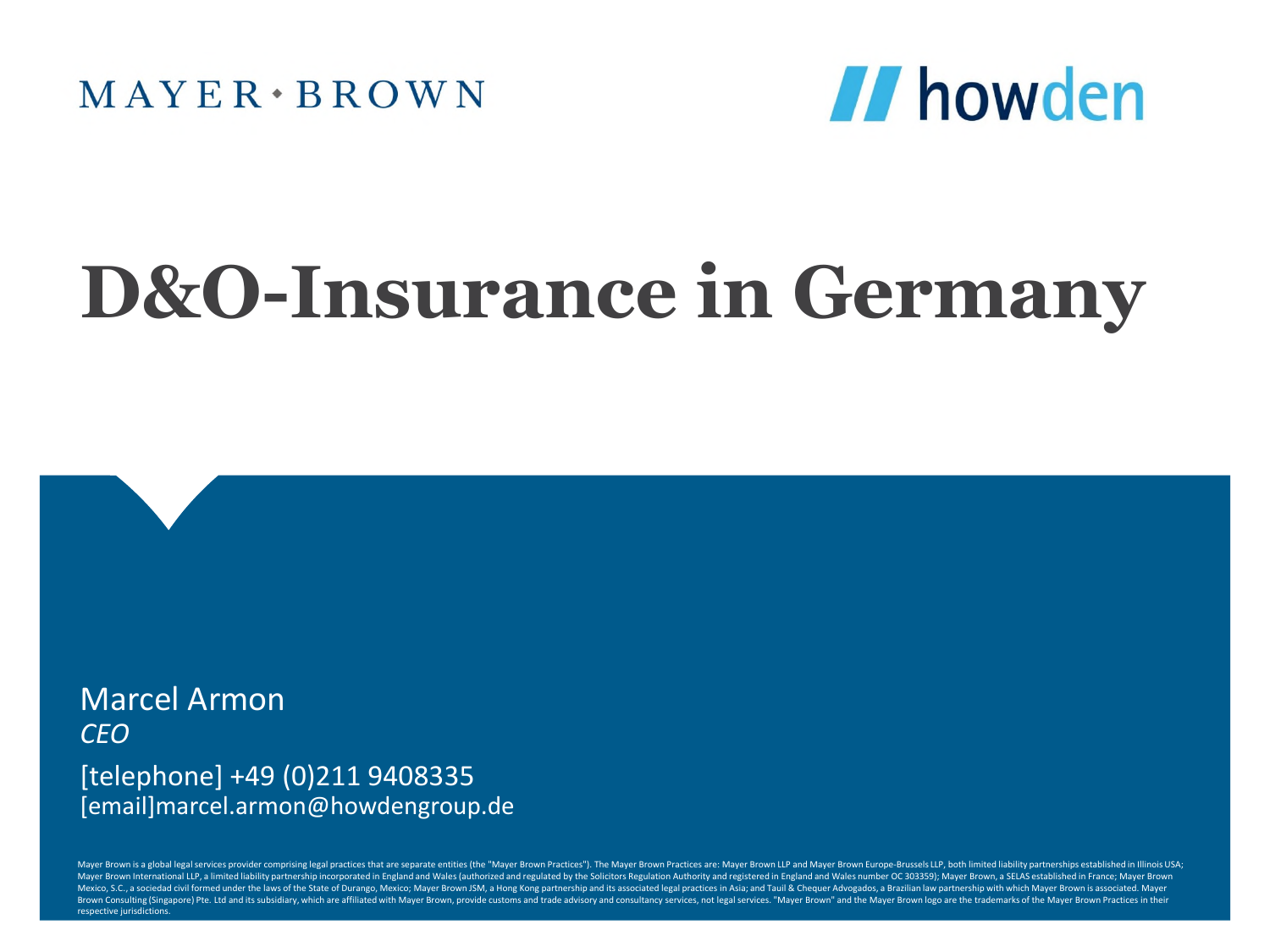MAYER • BROWN

howden

# D&O-Insurance in Germany

Marcel Armon
*CEO*

[telephone] +49 (0)211 9408335
[email]marcel.armon@howdengroup.de

Mayer Brown is a global legal services provider comprising legal practices that are separate entities (the "Mayer Brown Practices"). The Mayer Brown Practices are: Mayer Brown LLP and Mayer Brown Europe-Brussels LLP, both limited liability partnerships established in Illinois USA; Mayer Brown International LLP, a limited liability partnership incorporated in England and Wales (authorized and regulated by the Solicitors Regulation Authority and registered in England and Wales number OC 303359); Mayer Brown, a SELAS established in France; Mayer Brown Mexico, S.C., a sociedad civil formed under the laws of the State of Durango, Mexico; Mayer Brown JSM, a Hong Kong partnership and its associated legal practices in Asia; and Tauil & Chequer Advogados, a Brazilian law partnership with which Mayer Brown is associated. Mayer Brown Consulting (Singapore) Pte. Ltd and its subsidiary, which are affiliated with Mayer Brown, provide customs and trade advisory and consultancy services, not legal services. "Mayer Brown" and the Mayer Brown logo are the trademarks of the Mayer Brown Practices in their respective jurisdictions.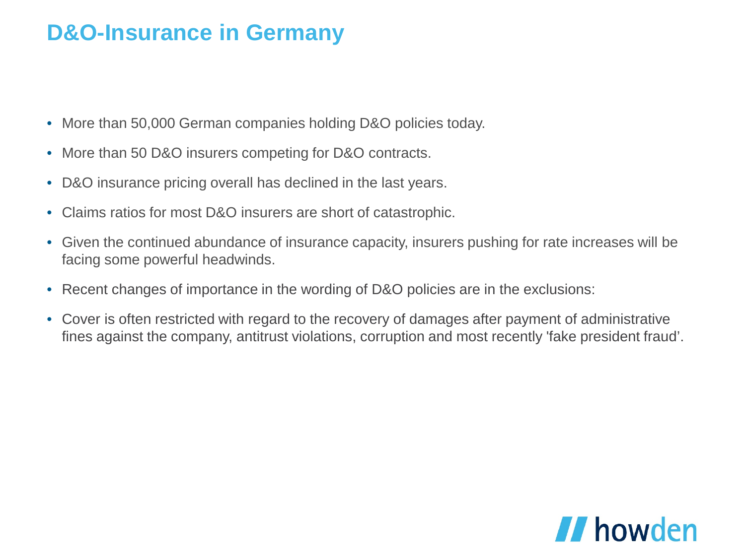# D&O-Insurance in Germany

- More than 50,000 German companies holding D&O policies today.
- More than 50 D&O insurers competing for D&O contracts.
- D&O insurance pricing overall has declined in the last years.
- Claims ratios for most D&O insurers are short of catastrophic.
- Given the continued abundance of insurance capacity, insurers pushing for rate increases will be facing some powerful headwinds.
- Recent changes of importance in the wording of D&O policies are in the exclusions:
- Cover is often restricted with regard to the recovery of damages after payment of administrative fines against the company, antitrust violations, corruption and most recently 'fake president fraud'.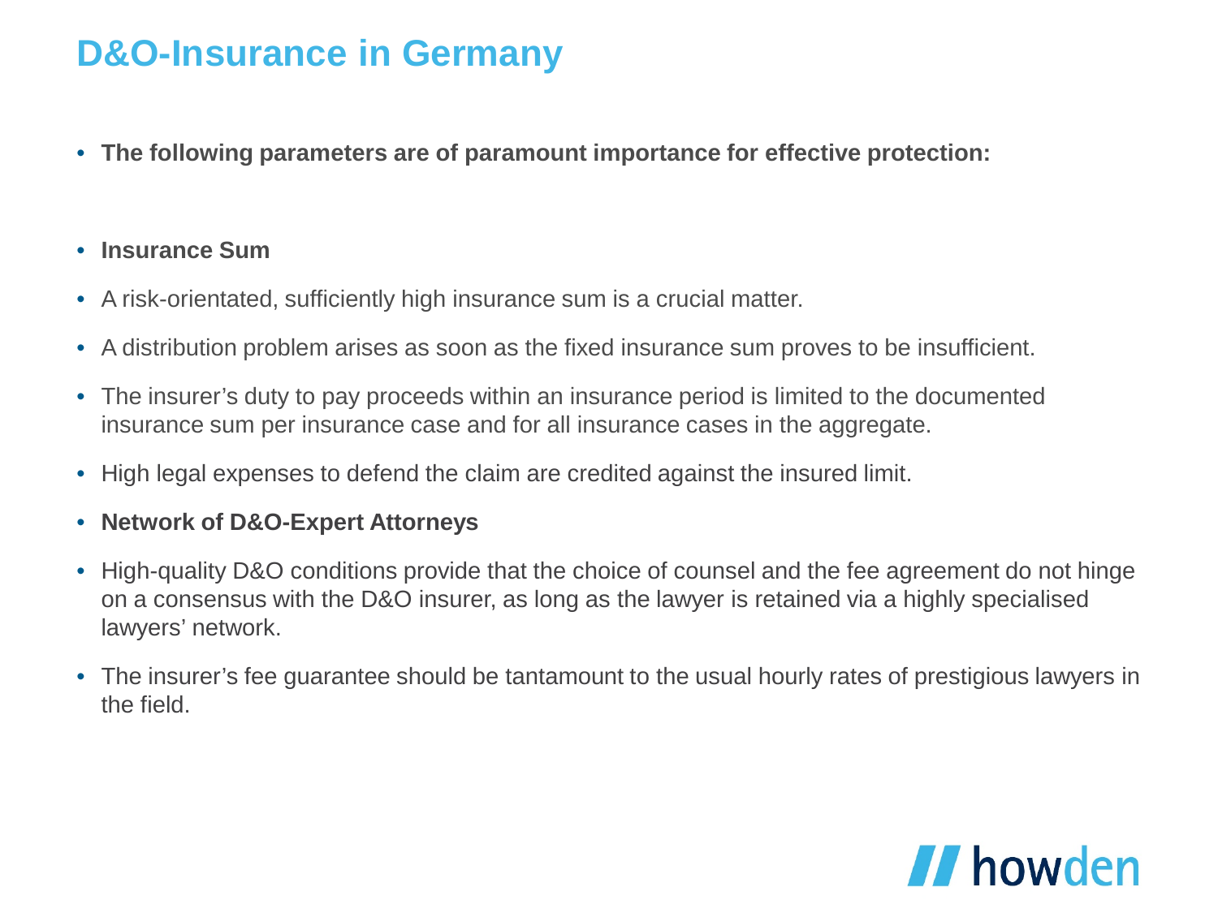# D&O-Insurance in Germany

- **The following parameters are of paramount importance for effective protection:**

- **Insurance Sum**
- A risk-orientated, sufficiently high insurance sum is a crucial matter.
- A distribution problem arises as soon as the fixed insurance sum proves to be insufficient.
- The insurer's duty to pay proceeds within an insurance period is limited to the documented insurance sum per insurance case and for all insurance cases in the aggregate.
- High legal expenses to defend the claim are credited against the insured limit.
- **Network of D&O-Expert Attorneys**
- High-quality D&O conditions provide that the choice of counsel and the fee agreement do not hinge on a consensus with the D&O insurer, as long as the lawyer is retained via a highly specialised lawyers' network.
- The insurer's fee guarantee should be tantamount to the usual hourly rates of prestigious lawyers in the field.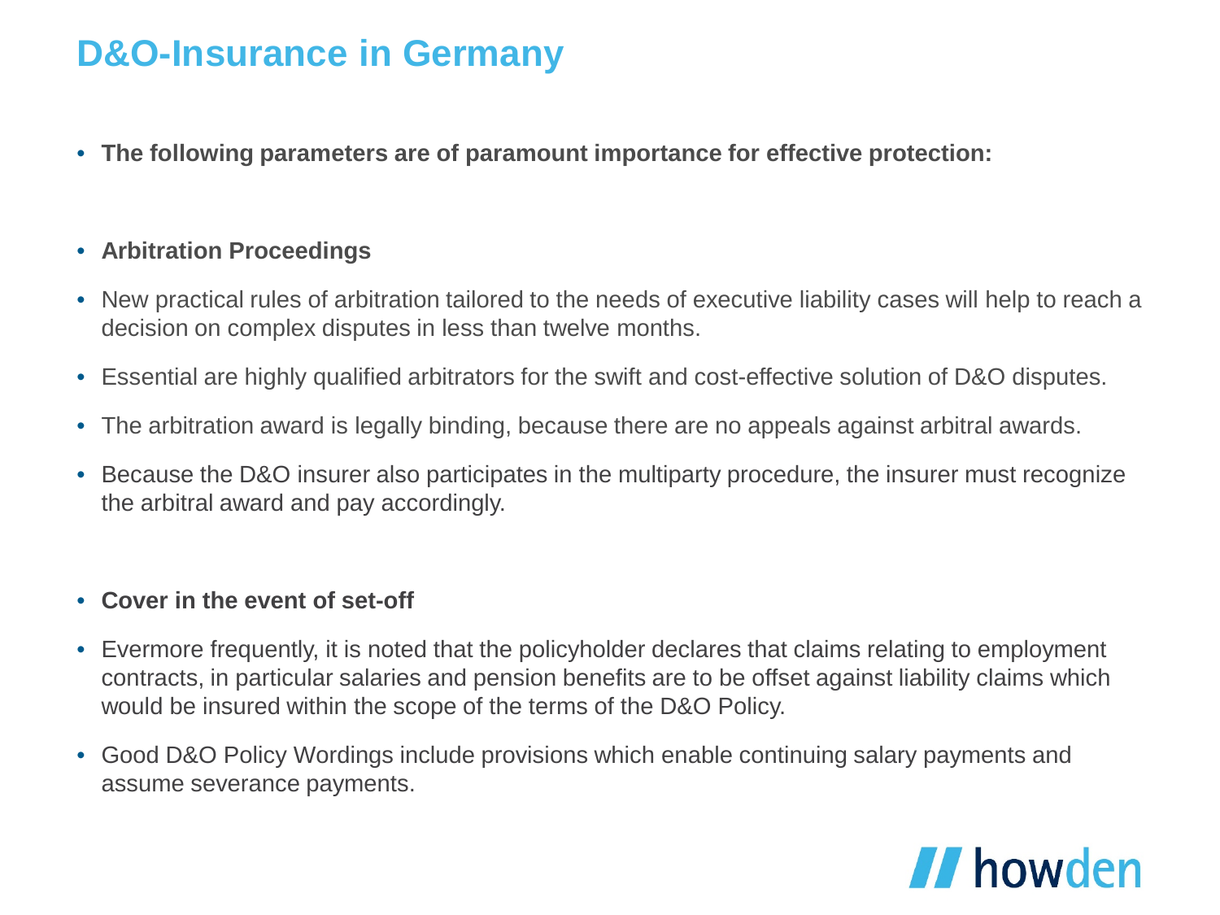# D&O-Insurance in Germany

- **The following parameters are of paramount importance for effective protection:**

- **Arbitration Proceedings**
- New practical rules of arbitration tailored to the needs of executive liability cases will help to reach a decision on complex disputes in less than twelve months.
- Essential are highly qualified arbitrators for the swift and cost-effective solution of D&O disputes.
- The arbitration award is legally binding, because there are no appeals against arbitral awards.
- Because the D&O insurer also participates in the multiparty procedure, the insurer must recognize the arbitral award and pay accordingly.

- **Cover in the event of set-off**
- Evermore frequently, it is noted that the policyholder declares that claims relating to employment contracts, in particular salaries and pension benefits are to be offset against liability claims which would be insured within the scope of the terms of the D&O Policy.
- Good D&O Policy Wordings include provisions which enable continuing salary payments and assume severance payments.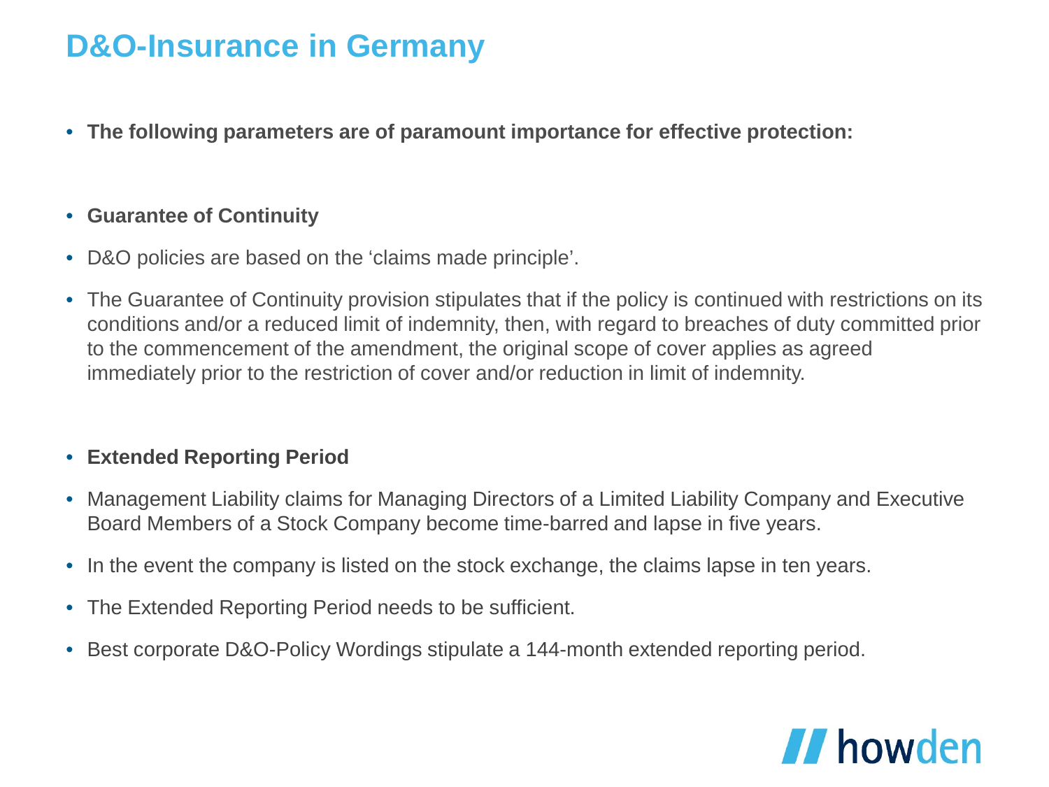# D&O-Insurance in Germany

- **The following parameters are of paramount importance for effective protection:**

- **Guarantee of Continuity**
- D&O policies are based on the 'claims made principle'.
- The Guarantee of Continuity provision stipulates that if the policy is continued with restrictions on its conditions and/or a reduced limit of indemnity, then, with regard to breaches of duty committed prior to the commencement of the amendment, the original scope of cover applies as agreed immediately prior to the restriction of cover and/or reduction in limit of indemnity.

- **Extended Reporting Period**
- Management Liability claims for Managing Directors of a Limited Liability Company and Executive Board Members of a Stock Company become time-barred and lapse in five years.
- In the event the company is listed on the stock exchange, the claims lapse in ten years.
- The Extended Reporting Period needs to be sufficient.
- Best corporate D&O-Policy Wordings stipulate a 144-month extended reporting period.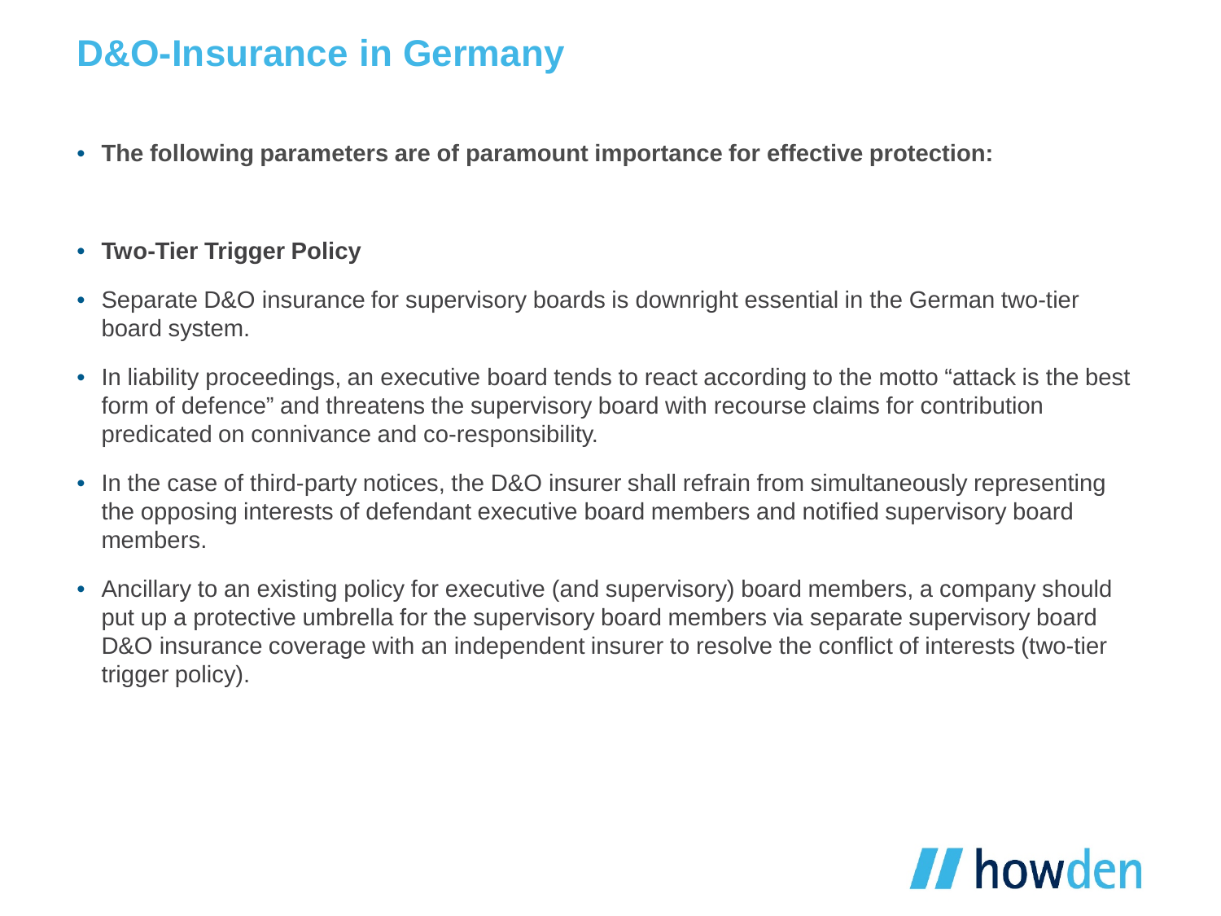# D&O-Insurance in Germany

- **The following parameters are of paramount importance for effective protection:**

- **Two-Tier Trigger Policy**
- Separate D&O insurance for supervisory boards is downright essential in the German two-tier board system.
- In liability proceedings, an executive board tends to react according to the motto "attack is the best form of defence" and threatens the supervisory board with recourse claims for contribution predicated on connivance and co-responsibility.
- In the case of third-party notices, the D&O insurer shall refrain from simultaneously representing the opposing interests of defendant executive board members and notified supervisory board members.
- Ancillary to an existing policy for executive (and supervisory) board members, a company should put up a protective umbrella for the supervisory board members via separate supervisory board D&O insurance coverage with an independent insurer to resolve the conflict of interests (two-tier trigger policy).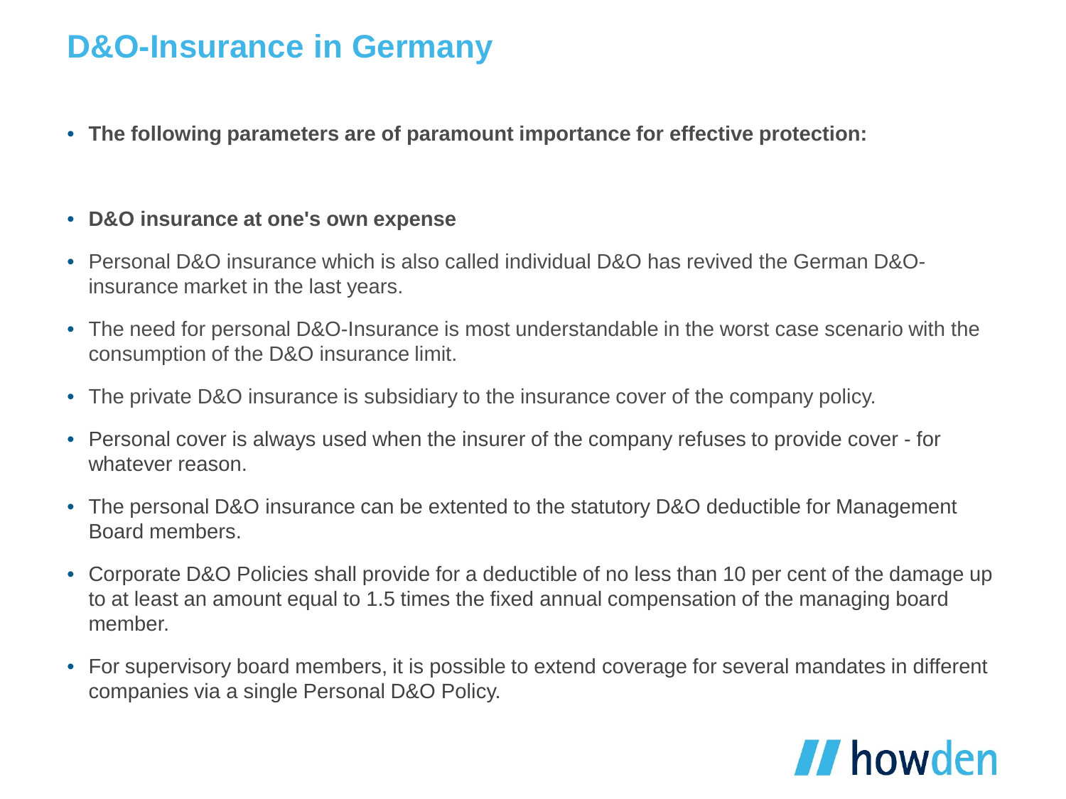# D&O-Insurance in Germany

- **The following parameters are of paramount importance for effective protection:**

- **D&O insurance at one's own expense**
- Personal D&O insurance which is also called individual D&O has revived the German D&O-insurance market in the last years.
- The need for personal D&O-Insurance is most understandable in the worst case scenario with the consumption of the D&O insurance limit.
- The private D&O insurance is subsidiary to the insurance cover of the company policy.
- Personal cover is always used when the insurer of the company refuses to provide cover - for whatever reason.
- The personal D&O insurance can be extented to the statutory D&O deductible for Management Board members.
- Corporate D&O Policies shall provide for a deductible of no less than 10 per cent of the damage up to at least an amount equal to 1.5 times the fixed annual compensation of the managing board member.
- For supervisory board members, it is possible to extend coverage for several mandates in different companies via a single Personal D&O Policy.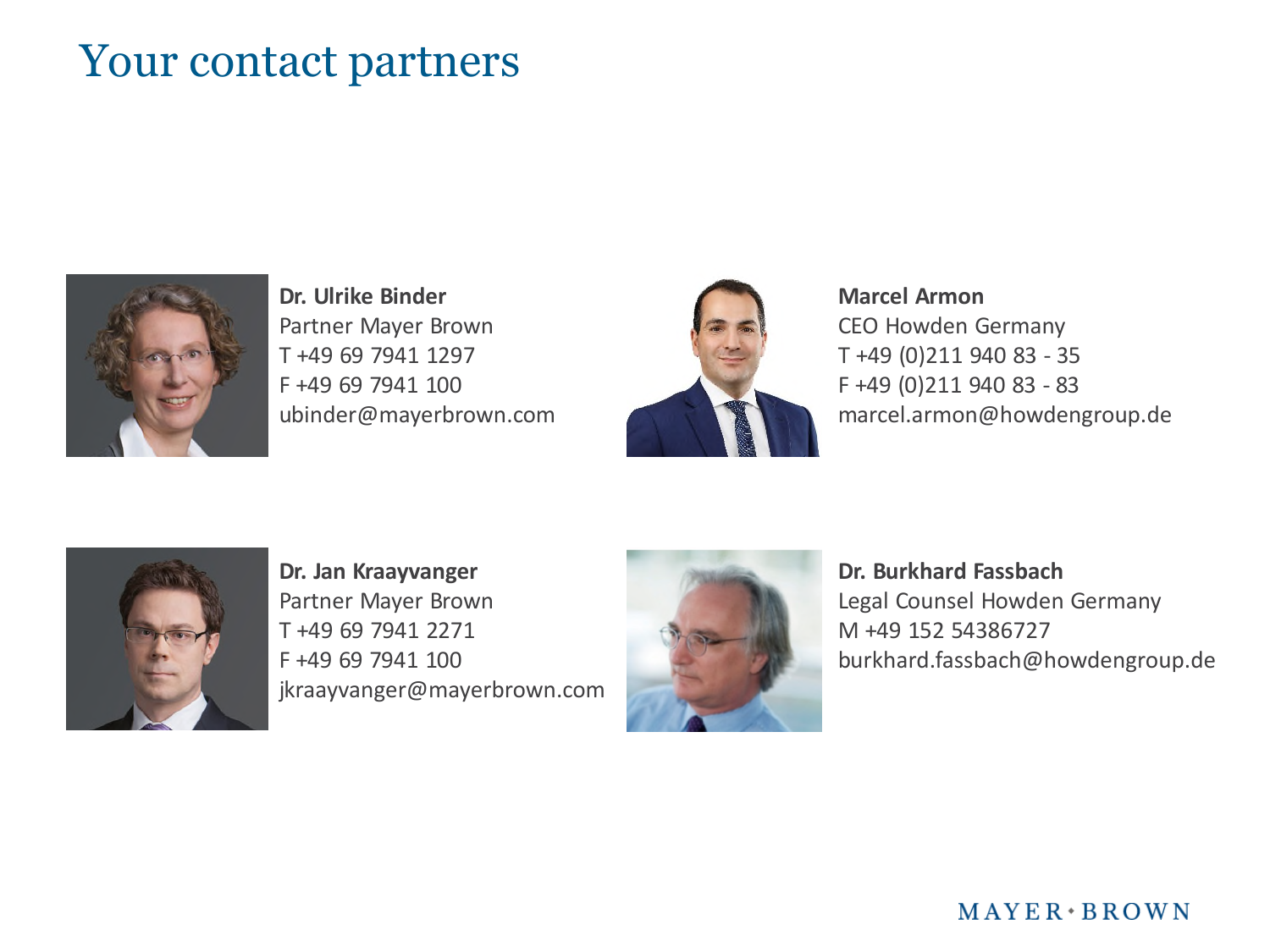# Your contact partners

**Dr. Ulrike Binder**
Partner Mayer Brown
T +49 69 7941 1297
F +49 69 7941 100
ubinder@mayerbrown.com

**Marcel Armon**
CEO Howden Germany
T +49 (0)211 940 83 - 35
F +49 (0)211 940 83 - 83
marcel.armon@howdengroup.de

**Dr. Jan Kraayvanger**
Partner Mayer Brown
T +49 69 7941 2271
F +49 69 7941 100
jkraayvanger@mayerbrown.com

**Dr. Burkhard Fassbach**
Legal Counsel Howden Germany
M +49 152 54386727
burkhard.fassbach@howdengroup.de